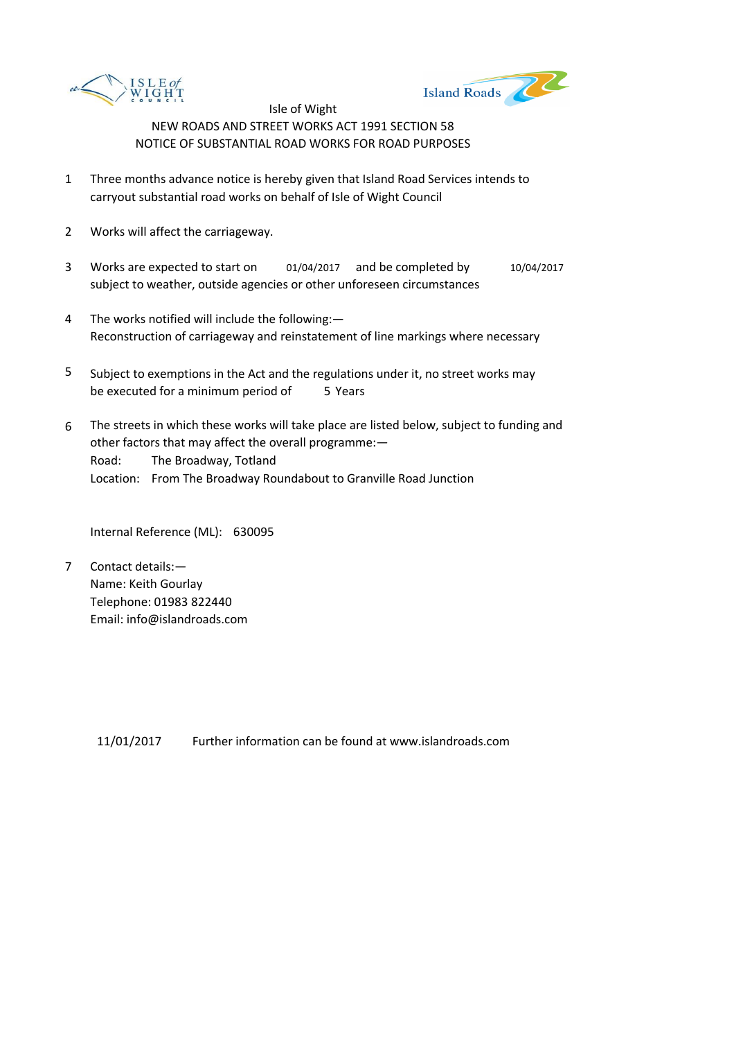Isle of Wight

NEW ROADS AND STREET WORKS ACT 1991 SECTION 58

NOTICE OF SUBSTANTIAL ROAD WORKS FOR ROAD PURPOSES

1. Three months advance notice is hereby given that Island Road Services intends to carryout substantial road works on behalf of Isle of Wight Council

2. Works will affect the carriageway.

3. Works are expected to start on 01/04/2017 and be completed by 10/04/2017 subject to weather, outside agencies or other unforeseen circumstances

4. The works notified will include the following:—
Reconstruction of carriageway and reinstatement of line markings where necessary

5. Subject to exemptions in the Act and the regulations under it, no street works may be executed for a minimum period of 5 Years

6. The streets in which these works will take place are listed below, subject to funding and other factors that may affect the overall programme:—
Road: The Broadway, Totland
Location: From The Broadway Roundabout to Granville Road Junction

   Internal Reference (ML): 630095

7. Contact details:—
Name: Keith Gourlay
Telephone: 01983 822440
Email: info@islandroads.com

11/01/2017 Further information can be found at www.islandroads.com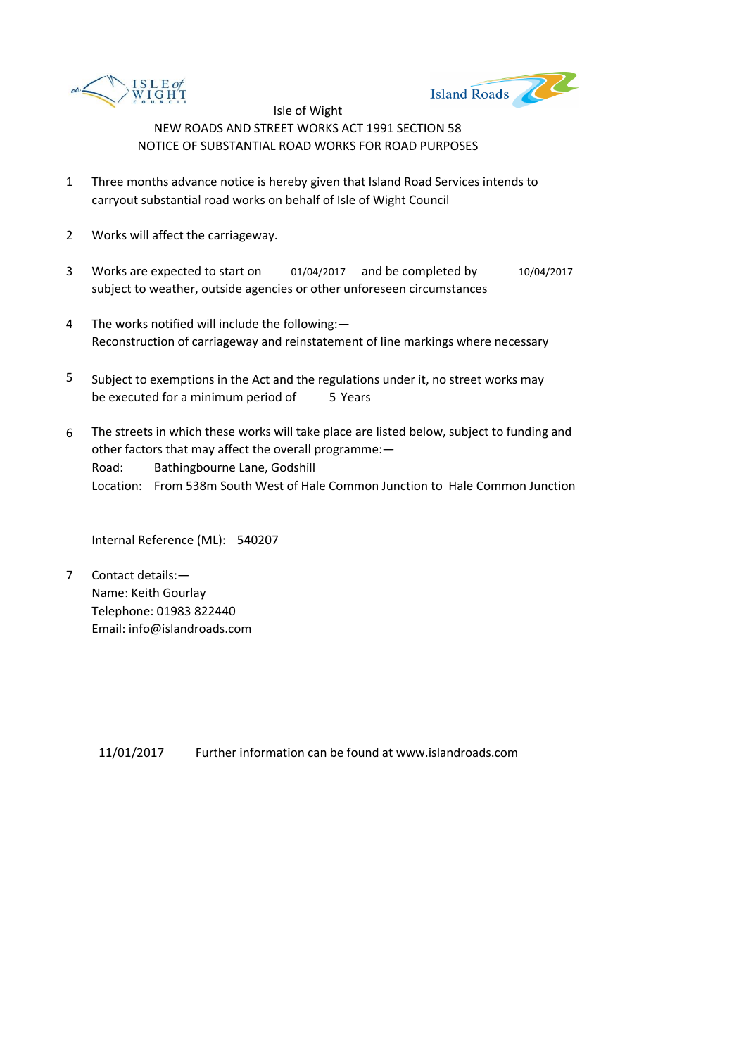Isle of Wight

NEW ROADS AND STREET WORKS ACT 1991 SECTION 58

NOTICE OF SUBSTANTIAL ROAD WORKS FOR ROAD PURPOSES

1. Three months advance notice is hereby given that Island Road Services intends to carryout substantial road works on behalf of Isle of Wight Council

2. Works will affect the carriageway.

3. Works are expected to start on 01/04/2017 and be completed by 10/04/2017 subject to weather, outside agencies or other unforeseen circumstances

4. The works notified will include the following:—
   Reconstruction of carriageway and reinstatement of line markings where necessary

5. Subject to exemptions in the Act and the regulations under it, no street works may be executed for a minimum period of 5 Years

6. The streets in which these works will take place are listed below, subject to funding and other factors that may affect the overall programme:—
   Road: Bathingbourne Lane, Godshill
   Location: From 538m South West of Hale Common Junction to Hale Common Junction

   Internal Reference (ML): 540207

7. Contact details:—
   Name: Keith Gourlay
   Telephone: 01983 822440
   Email: info@islandroads.com

11/01/2017 Further information can be found at www.islandroads.com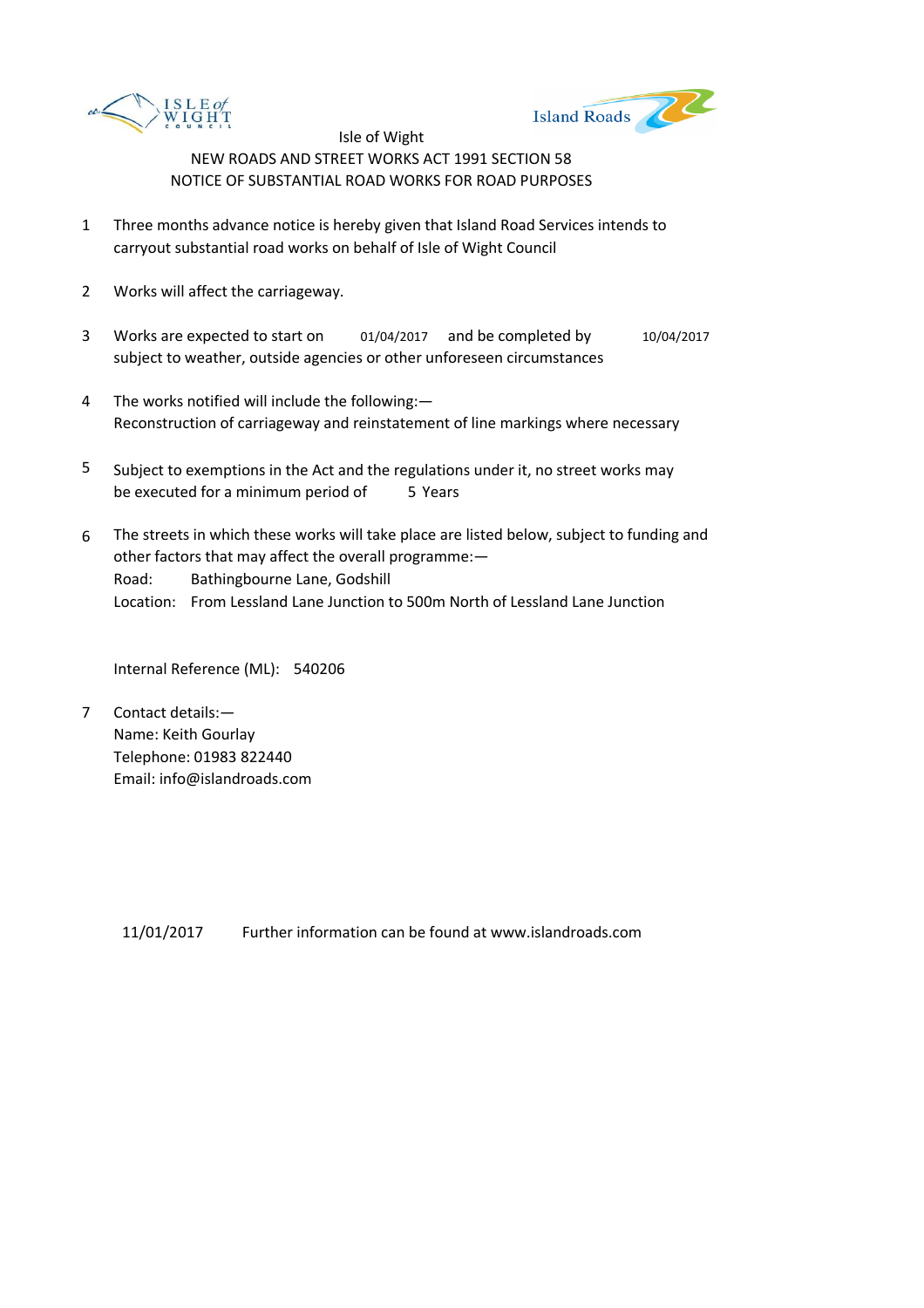Isle of Wight

NEW ROADS AND STREET WORKS ACT 1991 SECTION 58

NOTICE OF SUBSTANTIAL ROAD WORKS FOR ROAD PURPOSES

1. Three months advance notice is hereby given that Island Road Services intends to carryout substantial road works on behalf of Isle of Wight Council

2. Works will affect the carriageway.

3. Works are expected to start on 01/04/2017 and be completed by 10/04/2017 subject to weather, outside agencies or other unforeseen circumstances

4. The works notified will include the following:—
   Reconstruction of carriageway and reinstatement of line markings where necessary

5. Subject to exemptions in the Act and the regulations under it, no street works may be executed for a minimum period of 5 Years

6. The streets in which these works will take place are listed below, subject to funding and other factors that may affect the overall programme:—
   Road: Bathingbourne Lane, Godshill
   Location: From Lessland Lane Junction to 500m North of Lessland Lane Junction

   Internal Reference (ML): 540206

7. Contact details:—
   Name: Keith Gourlay
   Telephone: 01983 822440
   Email: info@islandroads.com

11/01/2017 Further information can be found at www.islandroads.com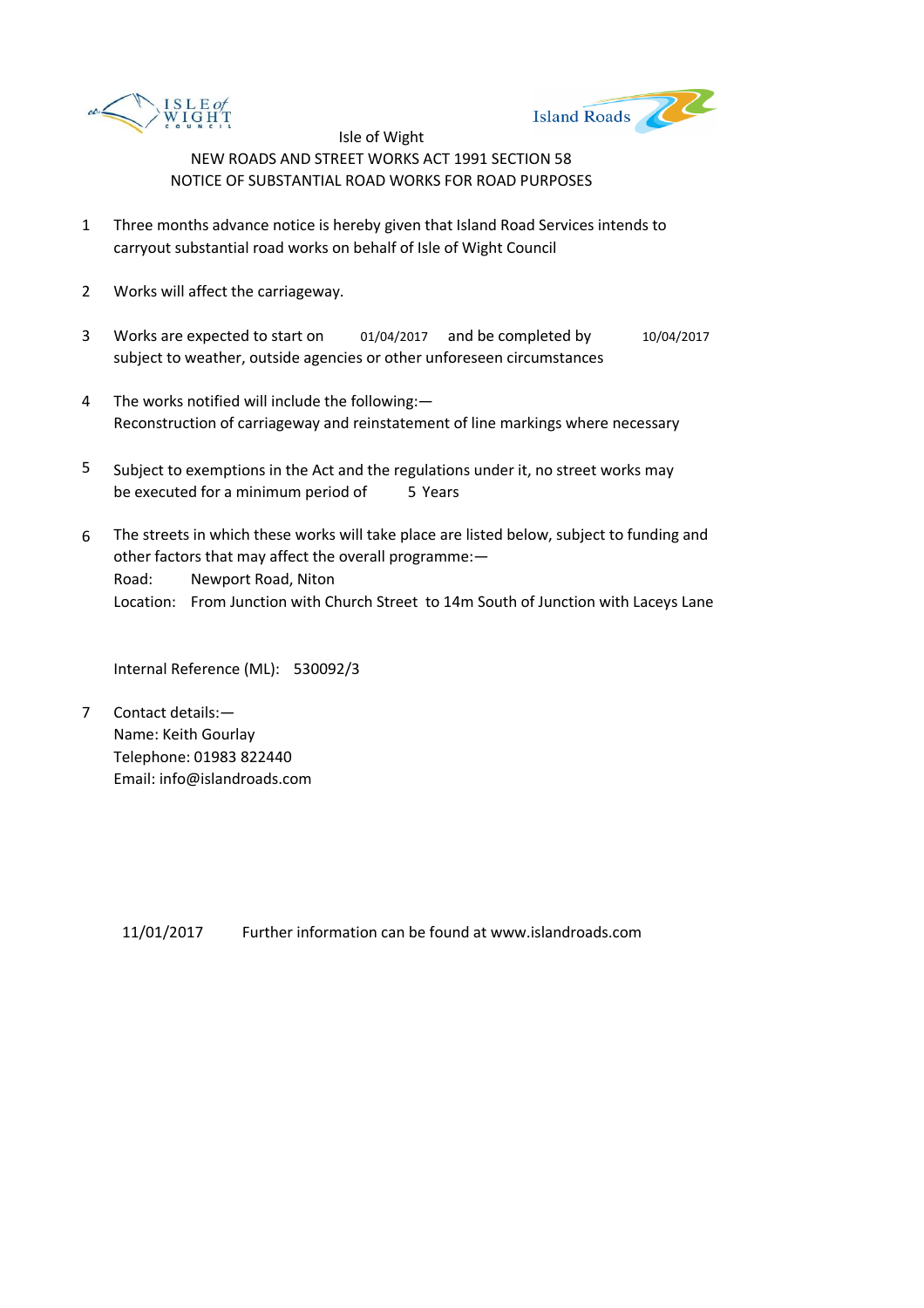Isle of Wight

NEW ROADS AND STREET WORKS ACT 1991 SECTION 58

NOTICE OF SUBSTANTIAL ROAD WORKS FOR ROAD PURPOSES

1. Three months advance notice is hereby given that Island Road Services intends to carryout substantial road works on behalf of Isle of Wight Council

2. Works will affect the carriageway.

3. Works are expected to start on 01/04/2017 and be completed by 10/04/2017 subject to weather, outside agencies or other unforeseen circumstances

4. The works notified will include the following:—
   Reconstruction of carriageway and reinstatement of line markings where necessary

5. Subject to exemptions in the Act and the regulations under it, no street works may be executed for a minimum period of 5 Years

6. The streets in which these works will take place are listed below, subject to funding and other factors that may affect the overall programme:—
   Road: Newport Road, Niton
   Location: From Junction with Church Street to 14m South of Junction with Laceys Lane

   Internal Reference (ML): 530092/3

7. Contact details:—
   Name: Keith Gourlay
   Telephone: 01983 822440
   Email: info@islandroads.com

11/01/2017 Further information can be found at www.islandroads.com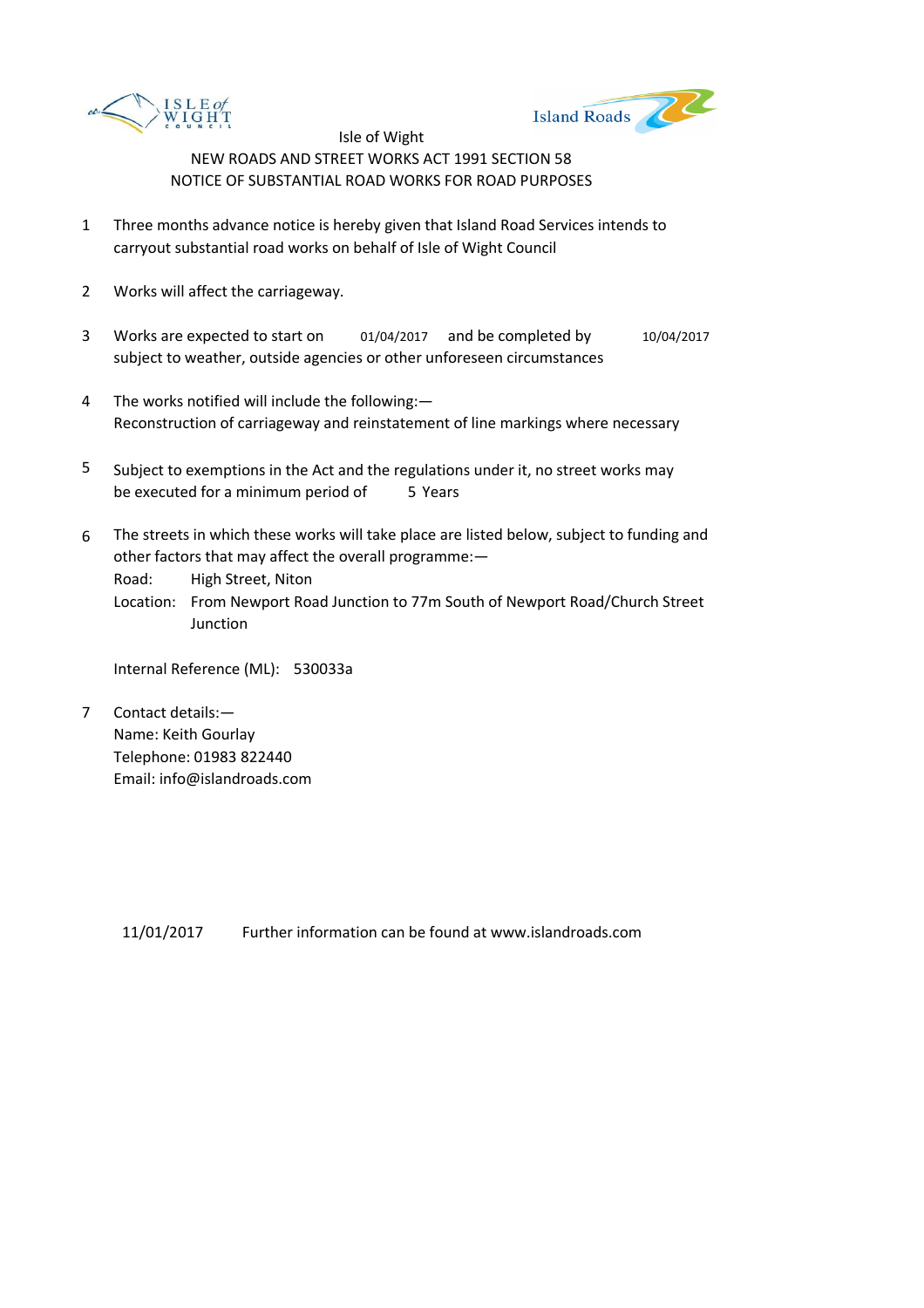Isle of Wight

NEW ROADS AND STREET WORKS ACT 1991 SECTION 58

NOTICE OF SUBSTANTIAL ROAD WORKS FOR ROAD PURPOSES

1. Three months advance notice is hereby given that Island Road Services intends to carryout substantial road works on behalf of Isle of Wight Council

2. Works will affect the carriageway.

3. Works are expected to start on 01/04/2017 and be completed by 10/04/2017 subject to weather, outside agencies or other unforeseen circumstances

4. The works notified will include the following:— Reconstruction of carriageway and reinstatement of line markings where necessary

5. Subject to exemptions in the Act and the regulations under it, no street works may be executed for a minimum period of 5 Years

6. The streets in which these works will take place are listed below, subject to funding and other factors that may affect the overall programme:—
   Road: High Street, Niton
   Location: From Newport Road Junction to 77m South of Newport Road/Church Street Junction

   Internal Reference (ML): 530033a

7. Contact details:—
   Name: Keith Gourlay
   Telephone: 01983 822440
   Email: info@islandroads.com

11/01/2017 Further information can be found at www.islandroads.com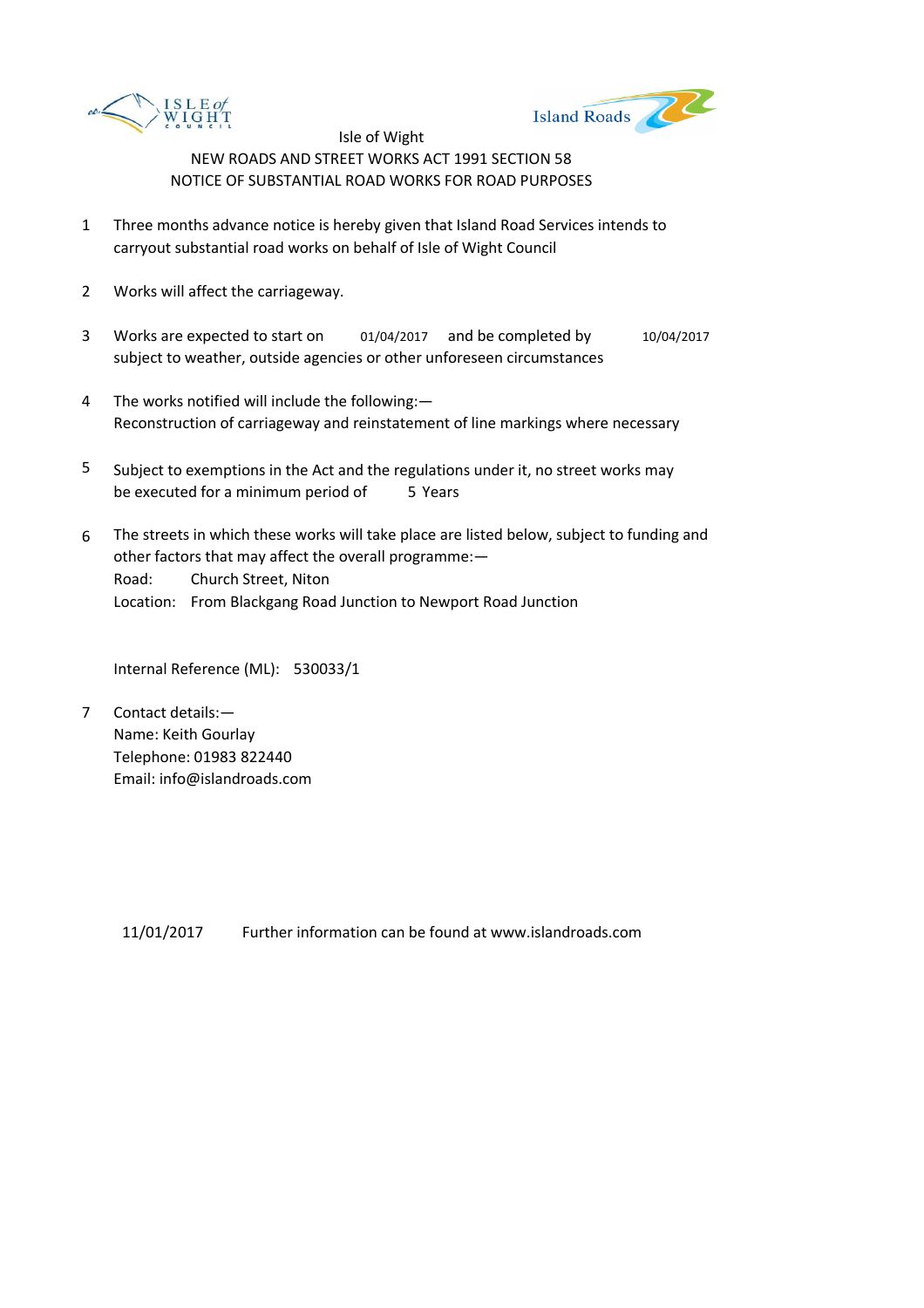Isle of Wight

NEW ROADS AND STREET WORKS ACT 1991 SECTION 58

NOTICE OF SUBSTANTIAL ROAD WORKS FOR ROAD PURPOSES

1. Three months advance notice is hereby given that Island Road Services intends to carryout substantial road works on behalf of Isle of Wight Council

2. Works will affect the carriageway.

3. Works are expected to start on 01/04/2017 and be completed by 10/04/2017 subject to weather, outside agencies or other unforeseen circumstances

4. The works notified will include the following:—
Reconstruction of carriageway and reinstatement of line markings where necessary

5. Subject to exemptions in the Act and the regulations under it, no street works may be executed for a minimum period of 5 Years

6. The streets in which these works will take place are listed below, subject to funding and other factors that may affect the overall programme:—
Road: Church Street, Niton
Location: From Blackgang Road Junction to Newport Road Junction

   Internal Reference (ML): 530033/1

7. Contact details:—
Name: Keith Gourlay
Telephone: 01983 822440
Email: info@islandroads.com

11/01/2017 Further information can be found at www.islandroads.com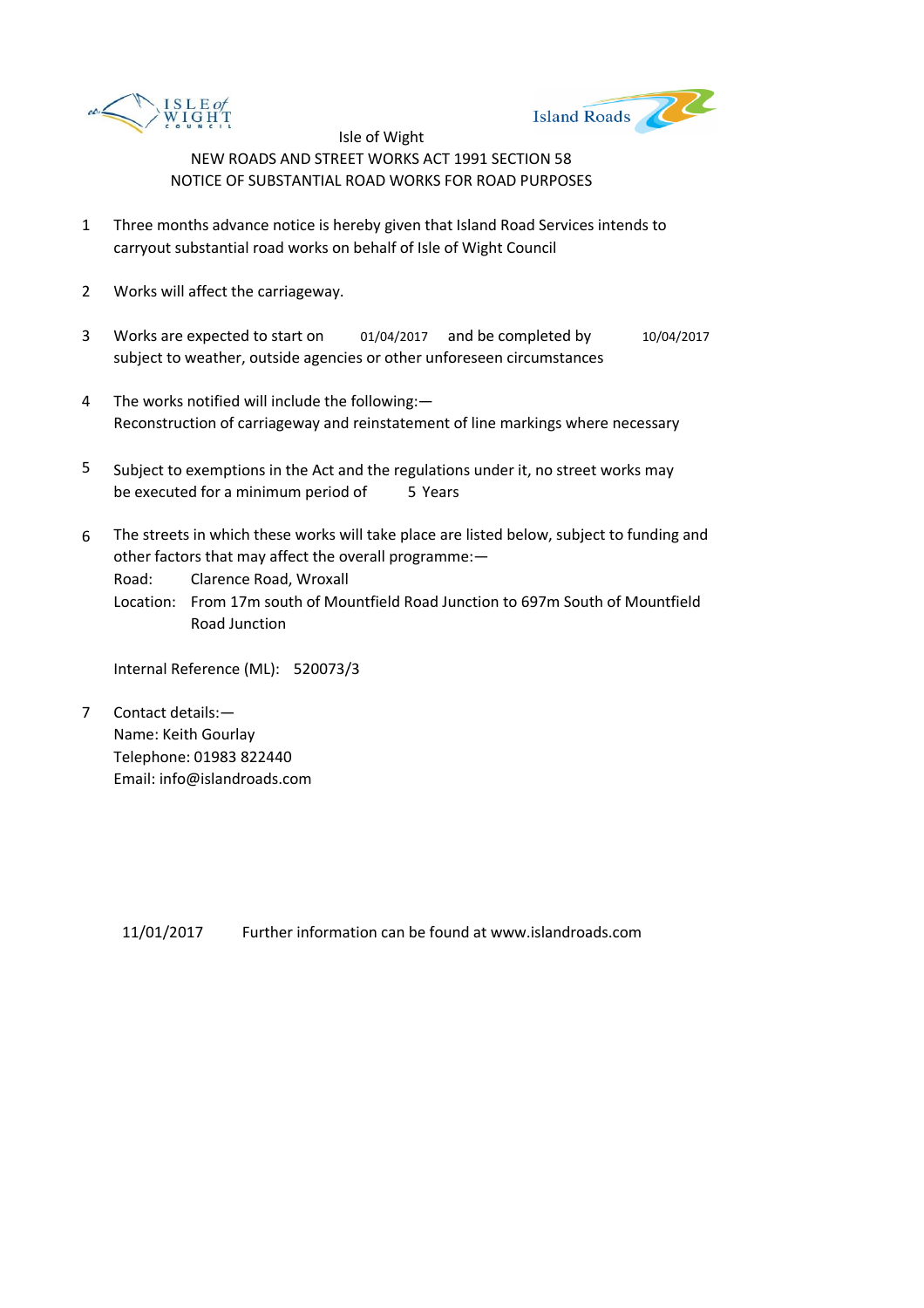Isle of Wight

NEW ROADS AND STREET WORKS ACT 1991 SECTION 58

NOTICE OF SUBSTANTIAL ROAD WORKS FOR ROAD PURPOSES

1. Three months advance notice is hereby given that Island Road Services intends to carryout substantial road works on behalf of Isle of Wight Council

2. Works will affect the carriageway.

3. Works are expected to start on 01/04/2017 and be completed by 10/04/2017 subject to weather, outside agencies or other unforeseen circumstances

4. The works notified will include the following:—
   Reconstruction of carriageway and reinstatement of line markings where necessary

5. Subject to exemptions in the Act and the regulations under it, no street works may be executed for a minimum period of 5 Years

6. The streets in which these works will take place are listed below, subject to funding and other factors that may affect the overall programme:—
   Road: Clarence Road, Wroxall
   Location: From 17m south of Mountfield Road Junction to 697m South of Mountfield Road Junction

   Internal Reference (ML): 520073/3

7. Contact details:—
   Name: Keith Gourlay
   Telephone: 01983 822440
   Email: info@islandroads.com

11/01/2017 Further information can be found at www.islandroads.com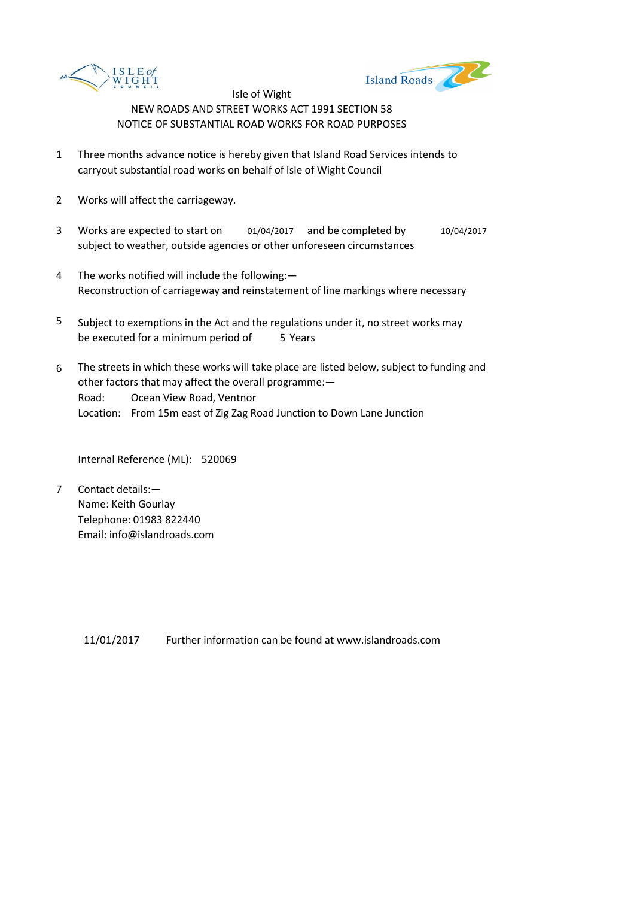Isle of Wight

NEW ROADS AND STREET WORKS ACT 1991 SECTION 58

NOTICE OF SUBSTANTIAL ROAD WORKS FOR ROAD PURPOSES

1. Three months advance notice is hereby given that Island Road Services intends to carryout substantial road works on behalf of Isle of Wight Council

2. Works will affect the carriageway.

3. Works are expected to start on 01/04/2017 and be completed by 10/04/2017 subject to weather, outside agencies or other unforeseen circumstances

4. The works notified will include the following:—
   Reconstruction of carriageway and reinstatement of line markings where necessary

5. Subject to exemptions in the Act and the regulations under it, no street works may be executed for a minimum period of 5 Years

6. The streets in which these works will take place are listed below, subject to funding and other factors that may affect the overall programme:—
   Road: Ocean View Road, Ventnor
   Location: From 15m east of Zig Zag Road Junction to Down Lane Junction

   Internal Reference (ML): 520069

7. Contact details:—
   Name: Keith Gourlay
   Telephone: 01983 822440
   Email: info@islandroads.com

11/01/2017 Further information can be found at www.islandroads.com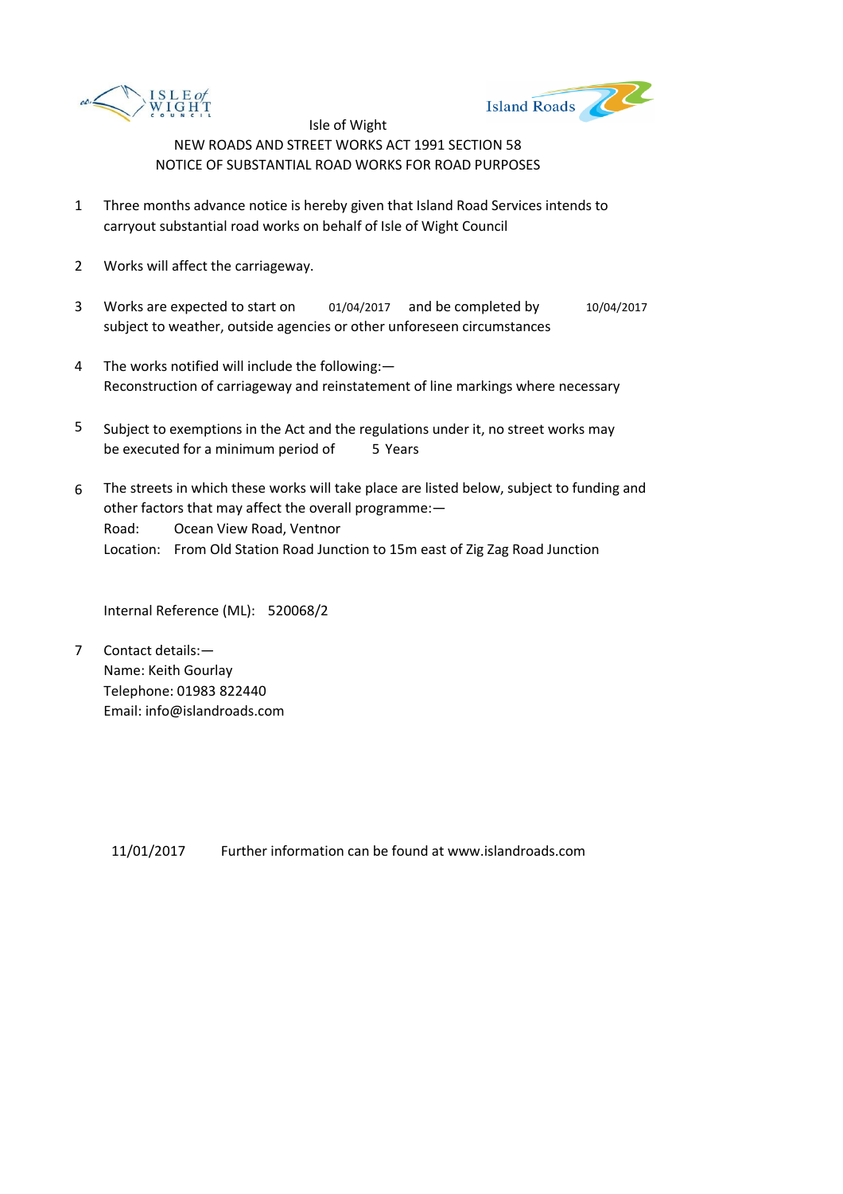Isle of Wight

NEW ROADS AND STREET WORKS ACT 1991 SECTION 58

NOTICE OF SUBSTANTIAL ROAD WORKS FOR ROAD PURPOSES

1. Three months advance notice is hereby given that Island Road Services intends to carryout substantial road works on behalf of Isle of Wight Council

2. Works will affect the carriageway.

3. Works are expected to start on 01/04/2017 and be completed by 10/04/2017 subject to weather, outside agencies or other unforeseen circumstances

4. The works notified will include the following:— Reconstruction of carriageway and reinstatement of line markings where necessary

5. Subject to exemptions in the Act and the regulations under it, no street works may be executed for a minimum period of 5 Years

6. The streets in which these works will take place are listed below, subject to funding and other factors that may affect the overall programme:—
   Road: Ocean View Road, Ventnor
   Location: From Old Station Road Junction to 15m east of Zig Zag Road Junction

   Internal Reference (ML): 520068/2

7. Contact details:—
   Name: Keith Gourlay
   Telephone: 01983 822440
   Email: info@islandroads.com

11/01/2017 Further information can be found at www.islandroads.com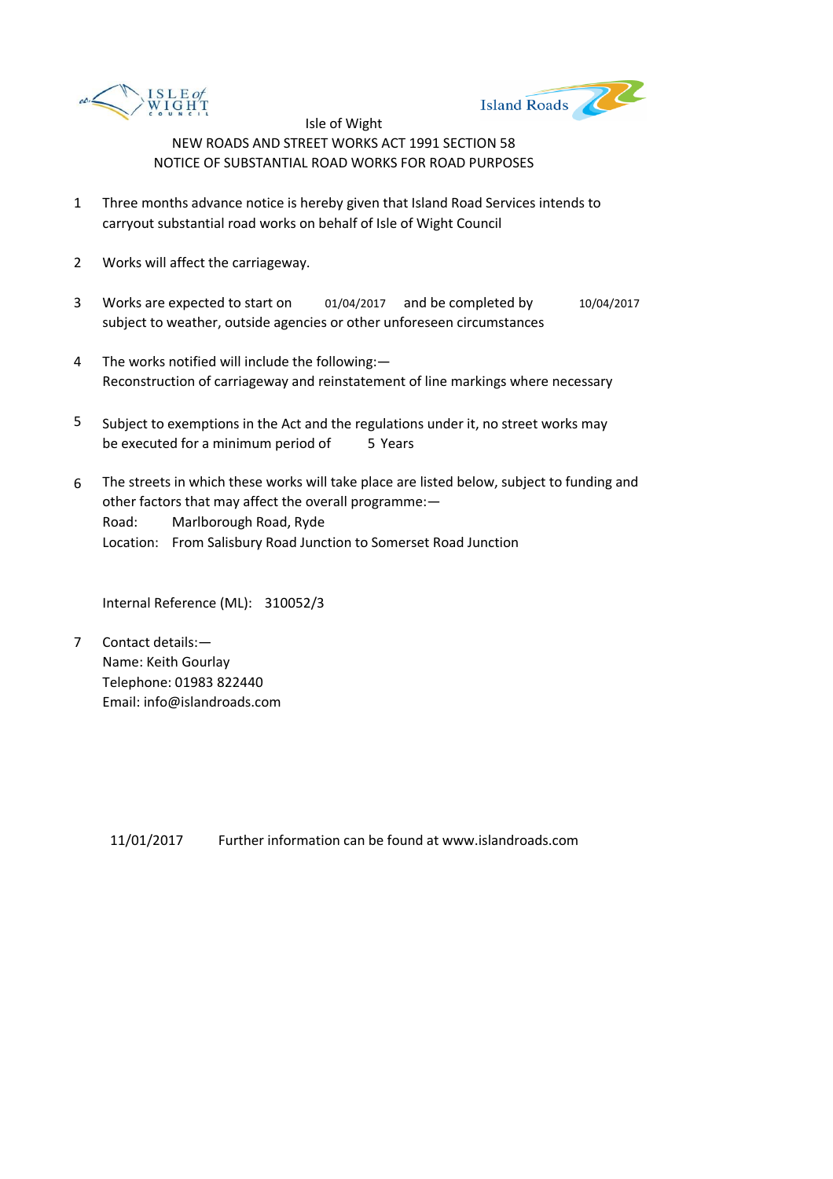Isle of Wight

NEW ROADS AND STREET WORKS ACT 1991 SECTION 58

NOTICE OF SUBSTANTIAL ROAD WORKS FOR ROAD PURPOSES

1. Three months advance notice is hereby given that Island Road Services intends to carryout substantial road works on behalf of Isle of Wight Council

2. Works will affect the carriageway.

3. Works are expected to start on 01/04/2017 and be completed by 10/04/2017 subject to weather, outside agencies or other unforeseen circumstances

4. The works notified will include the following:— Reconstruction of carriageway and reinstatement of line markings where necessary

5. Subject to exemptions in the Act and the regulations under it, no street works may be executed for a minimum period of 5 Years

6. The streets in which these works will take place are listed below, subject to funding and other factors that may affect the overall programme:—
   Road: Marlborough Road, Ryde
   Location: From Salisbury Road Junction to Somerset Road Junction

   Internal Reference (ML): 310052/3

7. Contact details:—
   Name: Keith Gourlay
   Telephone: 01983 822440
   Email: info@islandroads.com

11/01/2017 Further information can be found at www.islandroads.com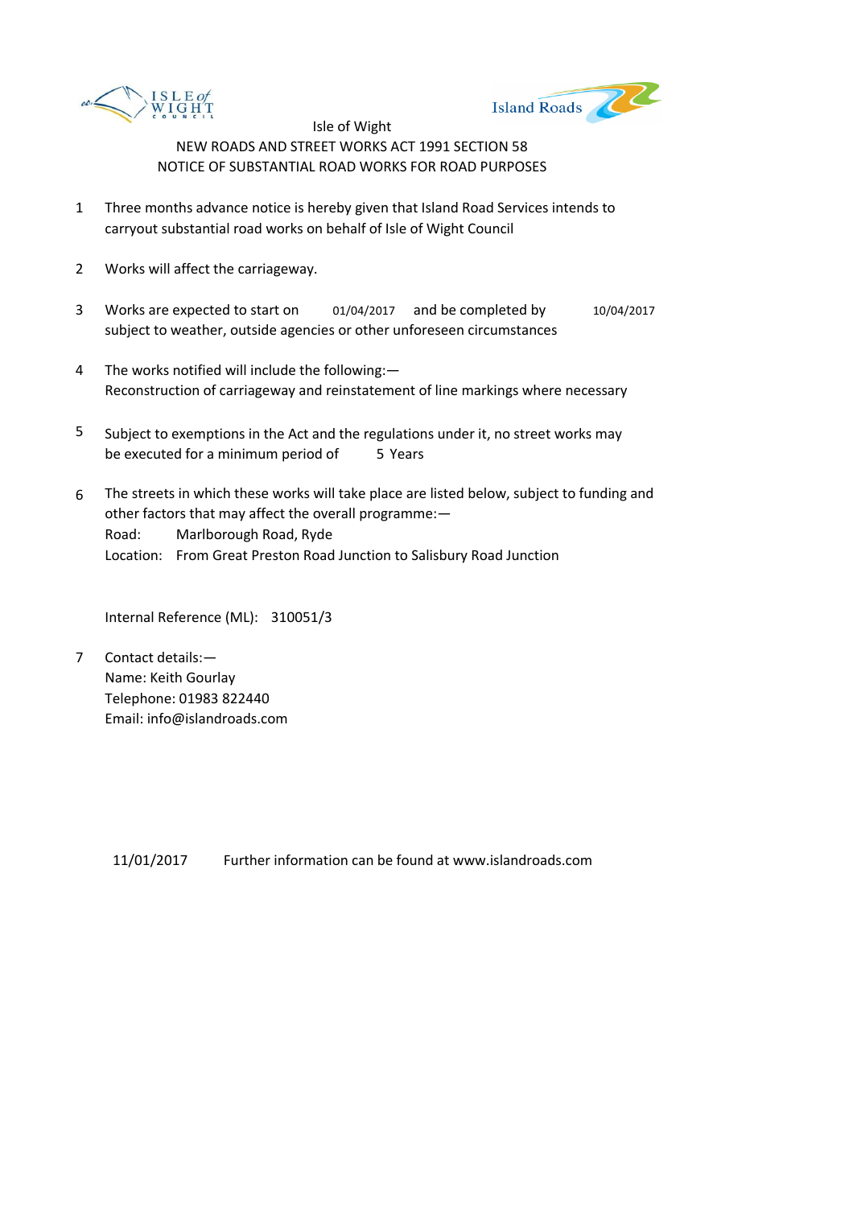Isle of Wight

NEW ROADS AND STREET WORKS ACT 1991 SECTION 58

NOTICE OF SUBSTANTIAL ROAD WORKS FOR ROAD PURPOSES

1. Three months advance notice is hereby given that Island Road Services intends to carryout substantial road works on behalf of Isle of Wight Council

2. Works will affect the carriageway.

3. Works are expected to start on 01/04/2017 and be completed by 10/04/2017 subject to weather, outside agencies or other unforeseen circumstances

4. The works notified will include the following:—
   Reconstruction of carriageway and reinstatement of line markings where necessary

5. Subject to exemptions in the Act and the regulations under it, no street works may be executed for a minimum period of 5 Years

6. The streets in which these works will take place are listed below, subject to funding and other factors that may affect the overall programme:—
   Road: Marlborough Road, Ryde
   Location: From Great Preston Road Junction to Salisbury Road Junction

   Internal Reference (ML): 310051/3

7. Contact details:—
   Name: Keith Gourlay
   Telephone: 01983 822440
   Email: info@islandroads.com

11/01/2017 Further information can be found at www.islandroads.com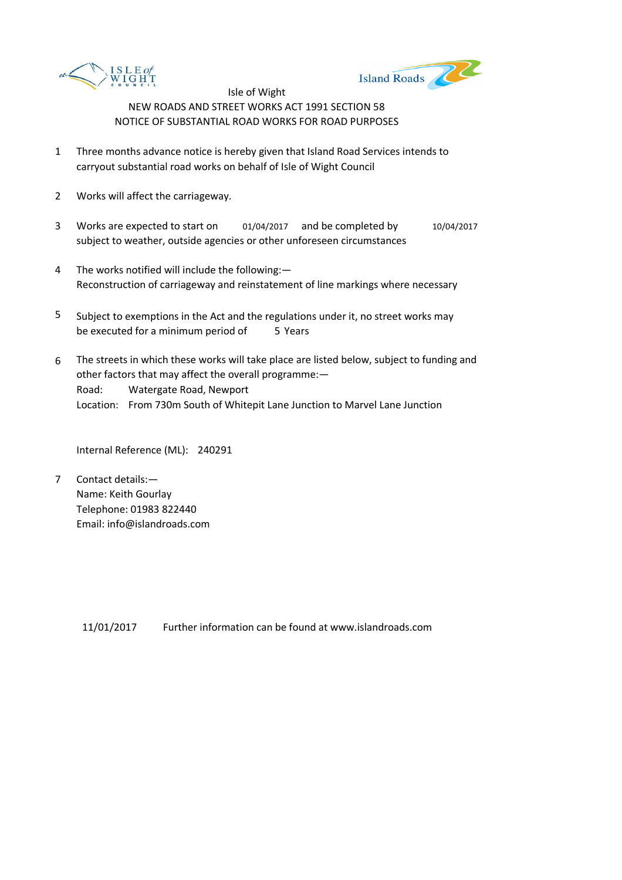Isle of Wight

NEW ROADS AND STREET WORKS ACT 1991 SECTION 58

NOTICE OF SUBSTANTIAL ROAD WORKS FOR ROAD PURPOSES

1. Three months advance notice is hereby given that Island Road Services intends to carryout substantial road works on behalf of Isle of Wight Council

2. Works will affect the carriageway.

3. Works are expected to start on 01/04/2017 and be completed by 10/04/2017 subject to weather, outside agencies or other unforeseen circumstances

4. The works notified will include the following:— Reconstruction of carriageway and reinstatement of line markings where necessary

5. Subject to exemptions in the Act and the regulations under it, no street works may be executed for a minimum period of 5 Years

6. The streets in which these works will take place are listed below, subject to funding and other factors that may affect the overall programme:—
   Road: Watergate Road, Newport
   Location: From 730m South of Whitepit Lane Junction to Marvel Lane Junction

   Internal Reference (ML): 240291

7. Contact details:—
   Name: Keith Gourlay
   Telephone: 01983 822440
   Email: info@islandroads.com

11/01/2017 Further information can be found at www.islandroads.com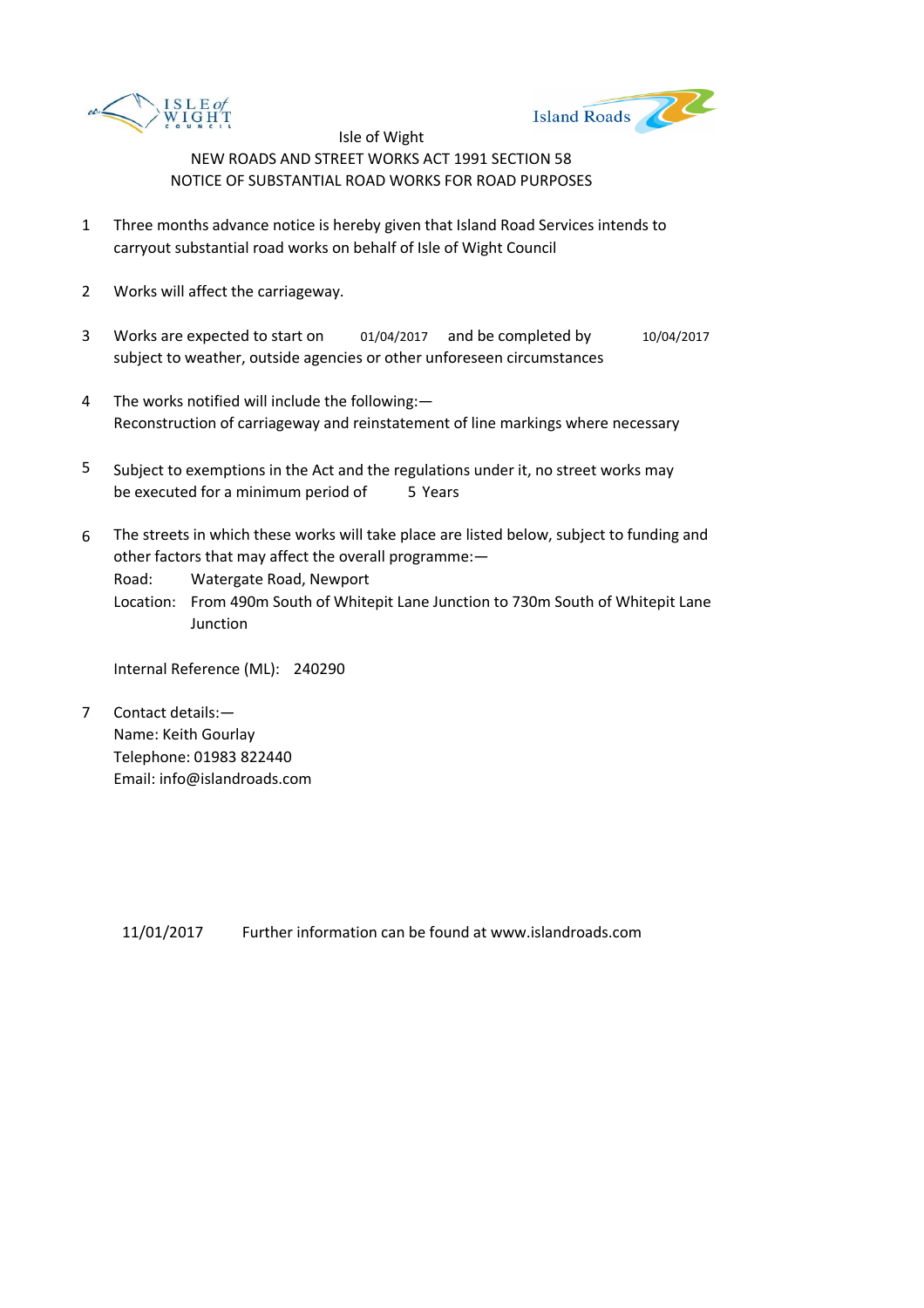Isle of Wight

NEW ROADS AND STREET WORKS ACT 1991 SECTION 58

NOTICE OF SUBSTANTIAL ROAD WORKS FOR ROAD PURPOSES

1. Three months advance notice is hereby given that Island Road Services intends to carryout substantial road works on behalf of Isle of Wight Council

2. Works will affect the carriageway.

3. Works are expected to start on 01/04/2017 and be completed by 10/04/2017 subject to weather, outside agencies or other unforeseen circumstances

4. The works notified will include the following:—
Reconstruction of carriageway and reinstatement of line markings where necessary

5. Subject to exemptions in the Act and the regulations under it, no street works may be executed for a minimum period of 5 Years

6. The streets in which these works will take place are listed below, subject to funding and other factors that may affect the overall programme:—
Road: Watergate Road, Newport
Location: From 490m South of Whitepit Lane Junction to 730m South of Whitepit Lane Junction

   Internal Reference (ML): 240290

7. Contact details:—
Name: Keith Gourlay
Telephone: 01983 822440
Email: info@islandroads.com

11/01/2017 Further information can be found at www.islandroads.com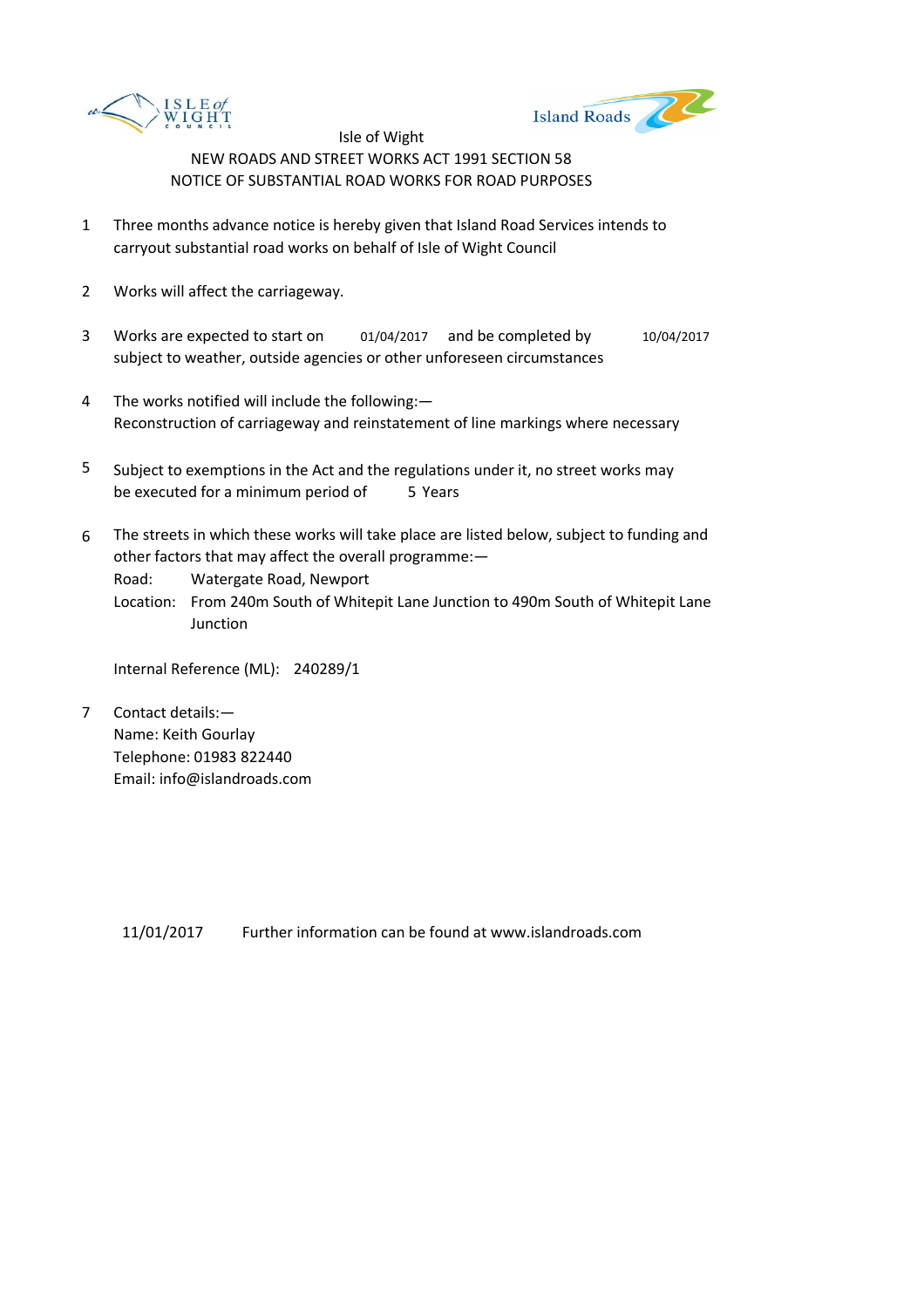Isle of Wight

NEW ROADS AND STREET WORKS ACT 1991 SECTION 58

NOTICE OF SUBSTANTIAL ROAD WORKS FOR ROAD PURPOSES

1. Three months advance notice is hereby given that Island Road Services intends to carryout substantial road works on behalf of Isle of Wight Council

2. Works will affect the carriageway.

3. Works are expected to start on 01/04/2017 and be completed by 10/04/2017 subject to weather, outside agencies or other unforeseen circumstances

4. The works notified will include the following:— Reconstruction of carriageway and reinstatement of line markings where necessary

5. Subject to exemptions in the Act and the regulations under it, no street works may be executed for a minimum period of 5 Years

6. The streets in which these works will take place are listed below, subject to funding and other factors that may affect the overall programme:—
   Road: Watergate Road, Newport
   Location: From 240m South of Whitepit Lane Junction to 490m South of Whitepit Lane Junction

   Internal Reference (ML): 240289/1

7. Contact details:—
   Name: Keith Gourlay
   Telephone: 01983 822440
   Email: info@islandroads.com

11/01/2017 Further information can be found at www.islandroads.com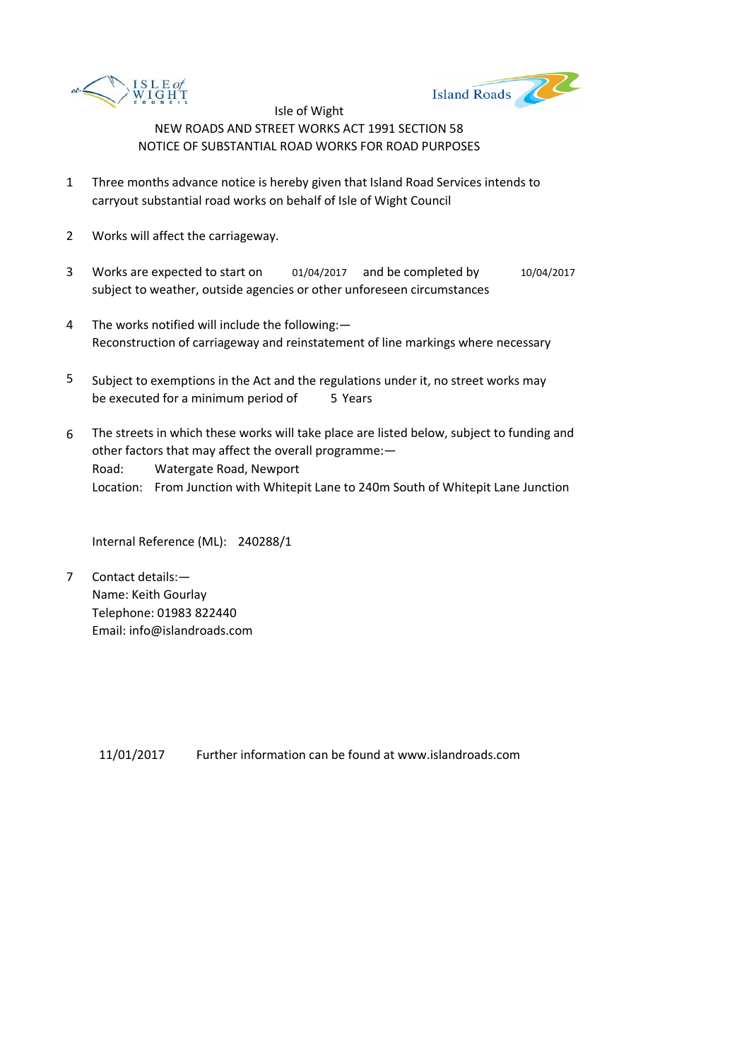Isle of Wight

NEW ROADS AND STREET WORKS ACT 1991 SECTION 58

NOTICE OF SUBSTANTIAL ROAD WORKS FOR ROAD PURPOSES

1. Three months advance notice is hereby given that Island Road Services intends to carryout substantial road works on behalf of Isle of Wight Council

2. Works will affect the carriageway.

3. Works are expected to start on 01/04/2017 and be completed by 10/04/2017 subject to weather, outside agencies or other unforeseen circumstances

4. The works notified will include the following:— Reconstruction of carriageway and reinstatement of line markings where necessary

5. Subject to exemptions in the Act and the regulations under it, no street works may be executed for a minimum period of 5 Years

6. The streets in which these works will take place are listed below, subject to funding and other factors that may affect the overall programme:—
   Road: Watergate Road, Newport
   Location: From Junction with Whitepit Lane to 240m South of Whitepit Lane Junction

   Internal Reference (ML): 240288/1

7. Contact details:—
   Name: Keith Gourlay
   Telephone: 01983 822440
   Email: info@islandroads.com

11/01/2017 Further information can be found at www.islandroads.com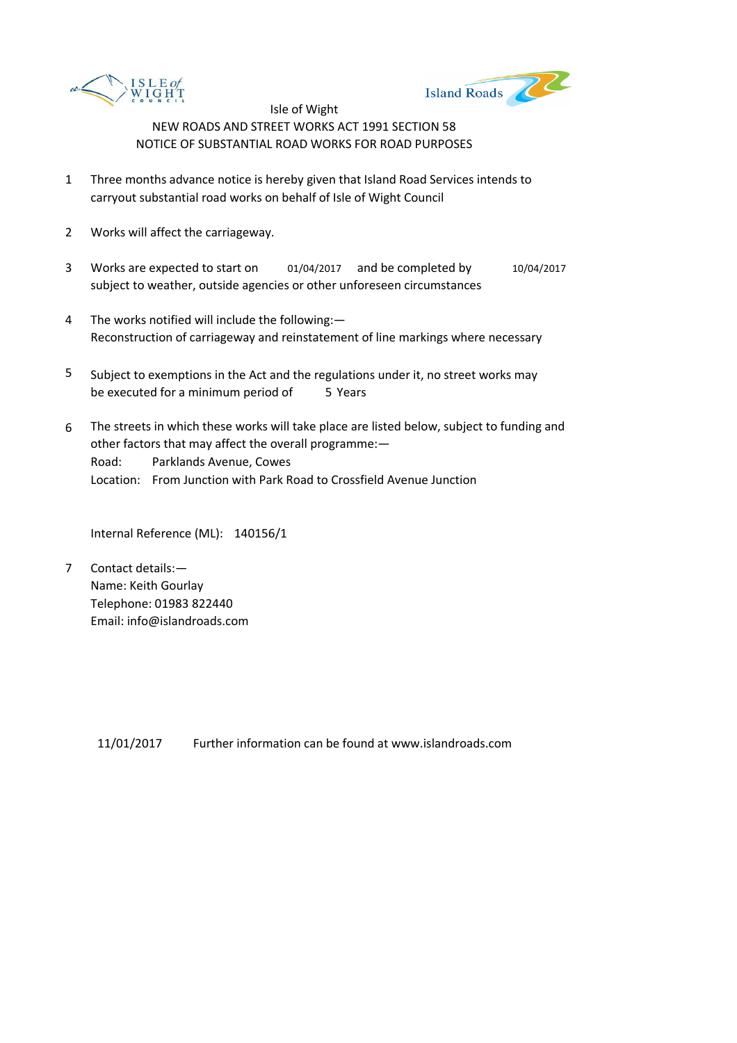Isle of Wight

NEW ROADS AND STREET WORKS ACT 1991 SECTION 58

NOTICE OF SUBSTANTIAL ROAD WORKS FOR ROAD PURPOSES

1. Three months advance notice is hereby given that Island Road Services intends to carryout substantial road works on behalf of Isle of Wight Council

2. Works will affect the carriageway.

3. Works are expected to start on 01/04/2017 and be completed by 10/04/2017 subject to weather, outside agencies or other unforeseen circumstances

4. The works notified will include the following:—
Reconstruction of carriageway and reinstatement of line markings where necessary

5. Subject to exemptions in the Act and the regulations under it, no street works may be executed for a minimum period of 5 Years

6. The streets in which these works will take place are listed below, subject to funding and other factors that may affect the overall programme:—
Road: Parklands Avenue, Cowes
Location: From Junction with Park Road to Crossfield Avenue Junction

Internal Reference (ML): 140156/1

7. Contact details:—
Name: Keith Gourlay
Telephone: 01983 822440
Email: info@islandroads.com

11/01/2017 Further information can be found at www.islandroads.com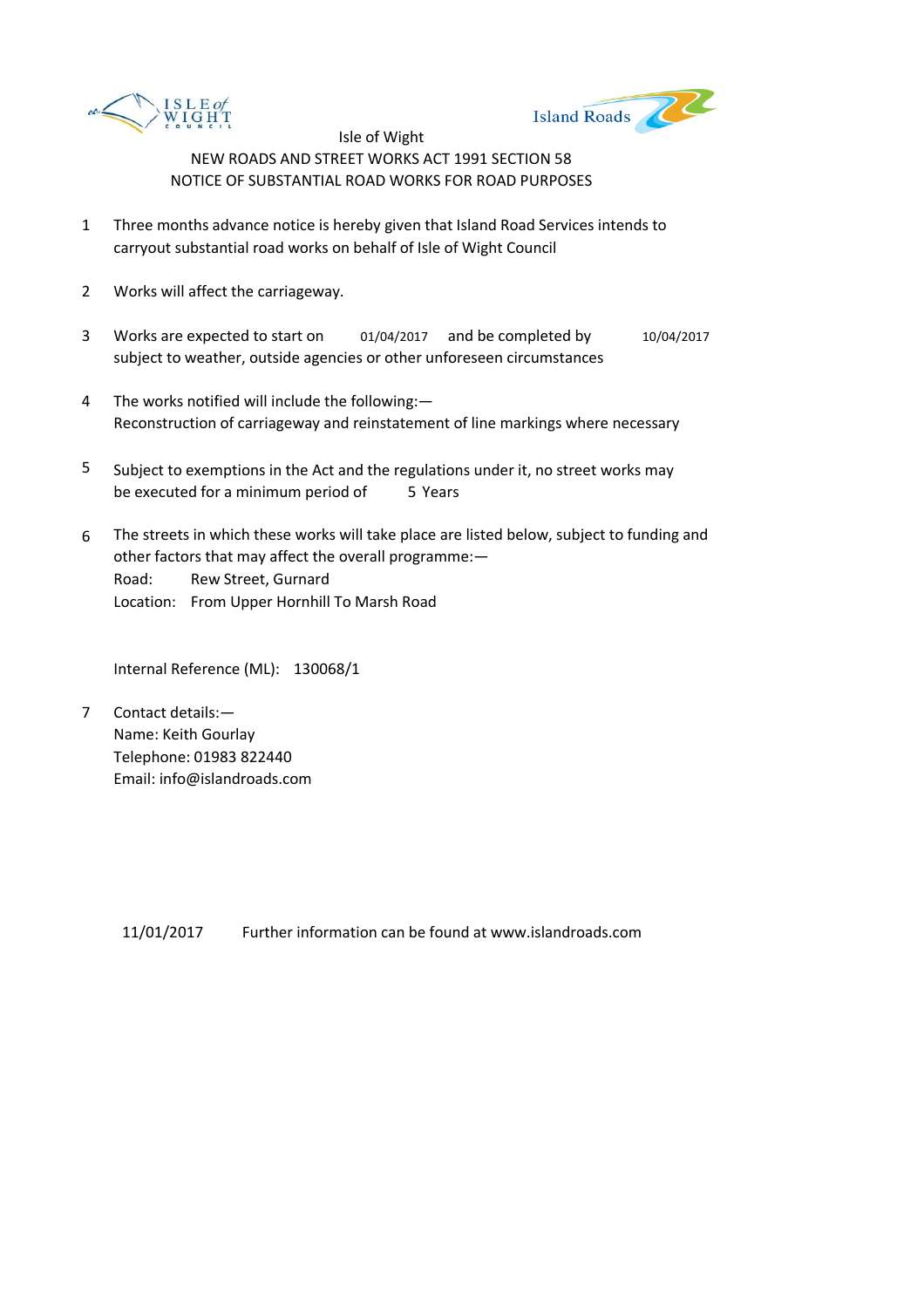Isle of Wight

NEW ROADS AND STREET WORKS ACT 1991 SECTION 58

NOTICE OF SUBSTANTIAL ROAD WORKS FOR ROAD PURPOSES

1. Three months advance notice is hereby given that Island Road Services intends to carryout substantial road works on behalf of Isle of Wight Council

2. Works will affect the carriageway.

3. Works are expected to start on 01/04/2017 and be completed by 10/04/2017 subject to weather, outside agencies or other unforeseen circumstances

4. The works notified will include the following:— Reconstruction of carriageway and reinstatement of line markings where necessary

5. Subject to exemptions in the Act and the regulations under it, no street works may be executed for a minimum period of 5 Years

6. The streets in which these works will take place are listed below, subject to funding and other factors that may affect the overall programme:—
   Road: Rew Street, Gurnard
   Location: From Upper Hornhill To Marsh Road

   Internal Reference (ML): 130068/1

7. Contact details:—
   Name: Keith Gourlay
   Telephone: 01983 822440
   Email: info@islandroads.com

11/01/2017 Further information can be found at www.islandroads.com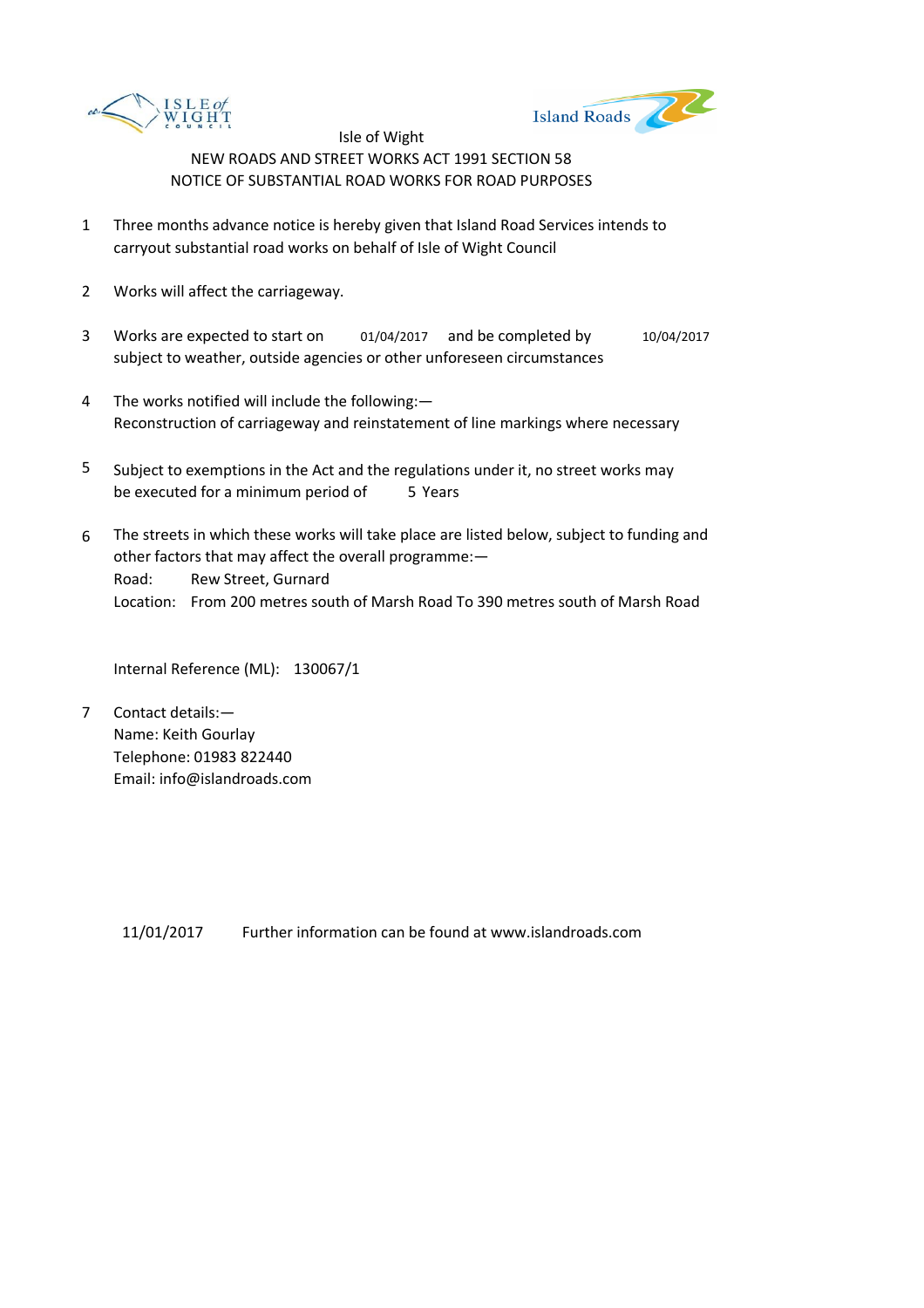Isle of Wight

NEW ROADS AND STREET WORKS ACT 1991 SECTION 58

NOTICE OF SUBSTANTIAL ROAD WORKS FOR ROAD PURPOSES

1. Three months advance notice is hereby given that Island Road Services intends to carryout substantial road works on behalf of Isle of Wight Council

2. Works will affect the carriageway.

3. Works are expected to start on 01/04/2017 and be completed by 10/04/2017 subject to weather, outside agencies or other unforeseen circumstances

4. The works notified will include the following:— Reconstruction of carriageway and reinstatement of line markings where necessary

5. Subject to exemptions in the Act and the regulations under it, no street works may be executed for a minimum period of 5 Years

6. The streets in which these works will take place are listed below, subject to funding and other factors that may affect the overall programme:—
   Road: Rew Street, Gurnard
   Location: From 200 metres south of Marsh Road To 390 metres south of Marsh Road

   Internal Reference (ML): 130067/1

7. Contact details:—
   Name: Keith Gourlay
   Telephone: 01983 822440
   Email: info@islandroads.com

11/01/2017 Further information can be found at www.islandroads.com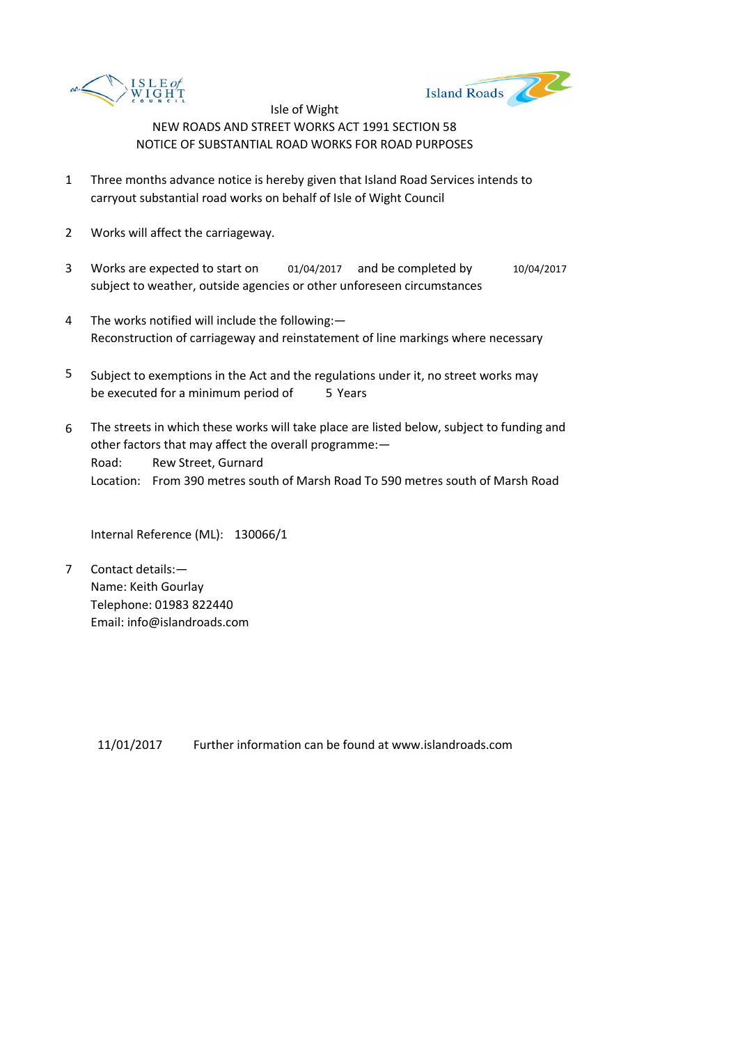Isle of Wight

NEW ROADS AND STREET WORKS ACT 1991 SECTION 58

NOTICE OF SUBSTANTIAL ROAD WORKS FOR ROAD PURPOSES

1. Three months advance notice is hereby given that Island Road Services intends to carryout substantial road works on behalf of Isle of Wight Council

2. Works will affect the carriageway.

3. Works are expected to start on 01/04/2017 and be completed by 10/04/2017 subject to weather, outside agencies or other unforeseen circumstances

4. The works notified will include the following:—
   Reconstruction of carriageway and reinstatement of line markings where necessary

5. Subject to exemptions in the Act and the regulations under it, no street works may be executed for a minimum period of 5 Years

6. The streets in which these works will take place are listed below, subject to funding and other factors that may affect the overall programme:—
   Road: Rew Street, Gurnard
   Location: From 390 metres south of Marsh Road To 590 metres south of Marsh Road

   Internal Reference (ML): 130066/1

7. Contact details:—
   Name: Keith Gourlay
   Telephone: 01983 822440
   Email: info@islandroads.com

11/01/2017 Further information can be found at www.islandroads.com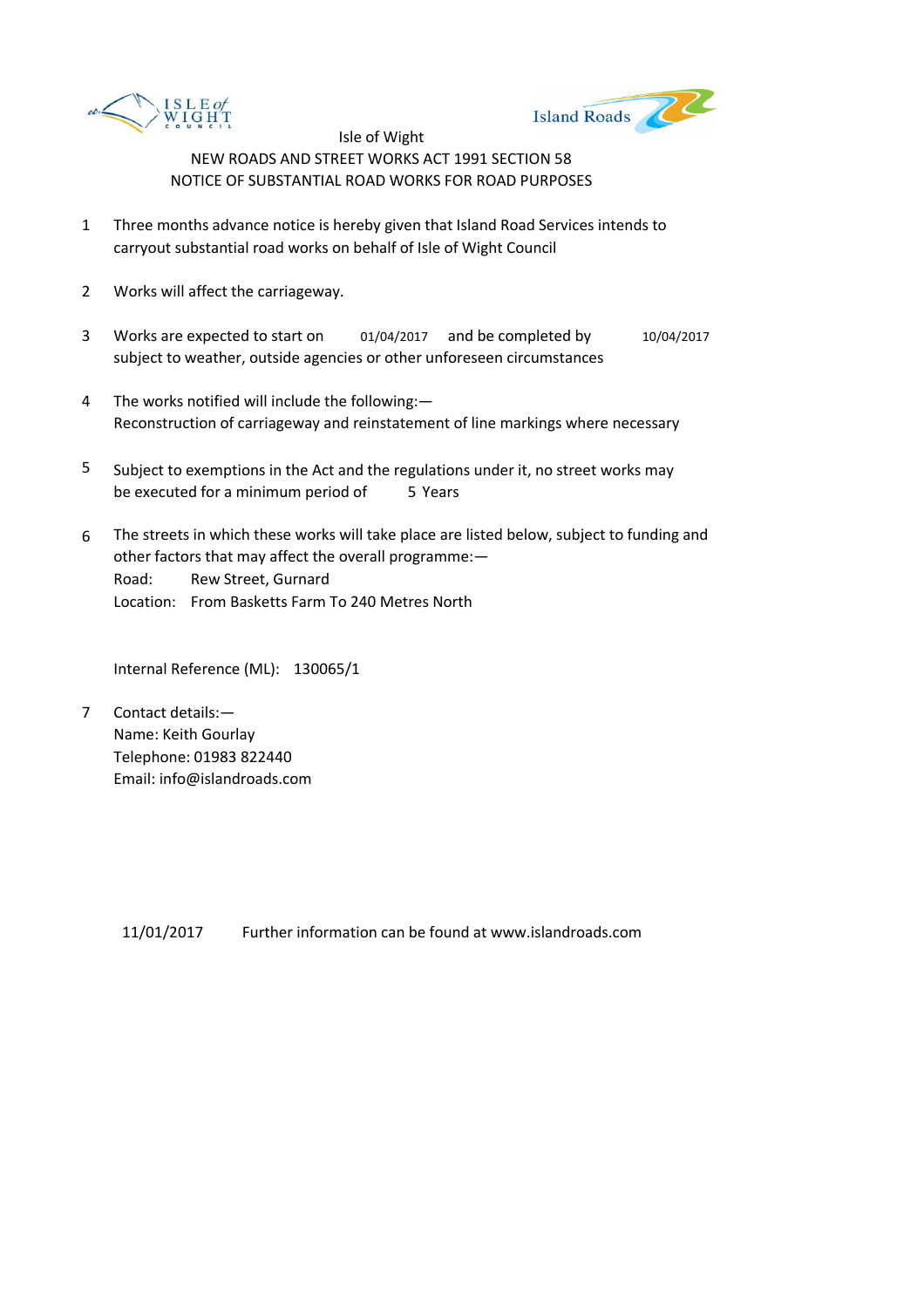Isle of Wight

NEW ROADS AND STREET WORKS ACT 1991 SECTION 58

NOTICE OF SUBSTANTIAL ROAD WORKS FOR ROAD PURPOSES

1. Three months advance notice is hereby given that Island Road Services intends to carryout substantial road works on behalf of Isle of Wight Council

2. Works will affect the carriageway.

3. Works are expected to start on 01/04/2017 and be completed by 10/04/2017 subject to weather, outside agencies or other unforeseen circumstances

4. The works notified will include the following:—
   Reconstruction of carriageway and reinstatement of line markings where necessary

5. Subject to exemptions in the Act and the regulations under it, no street works may be executed for a minimum period of 5 Years

6. The streets in which these works will take place are listed below, subject to funding and other factors that may affect the overall programme:—
   Road: Rew Street, Gurnard
   Location: From Basketts Farm To 240 Metres North

   Internal Reference (ML): 130065/1

7. Contact details:—
   Name: Keith Gourlay
   Telephone: 01983 822440
   Email: info@islandroads.com

11/01/2017 Further information can be found at www.islandroads.com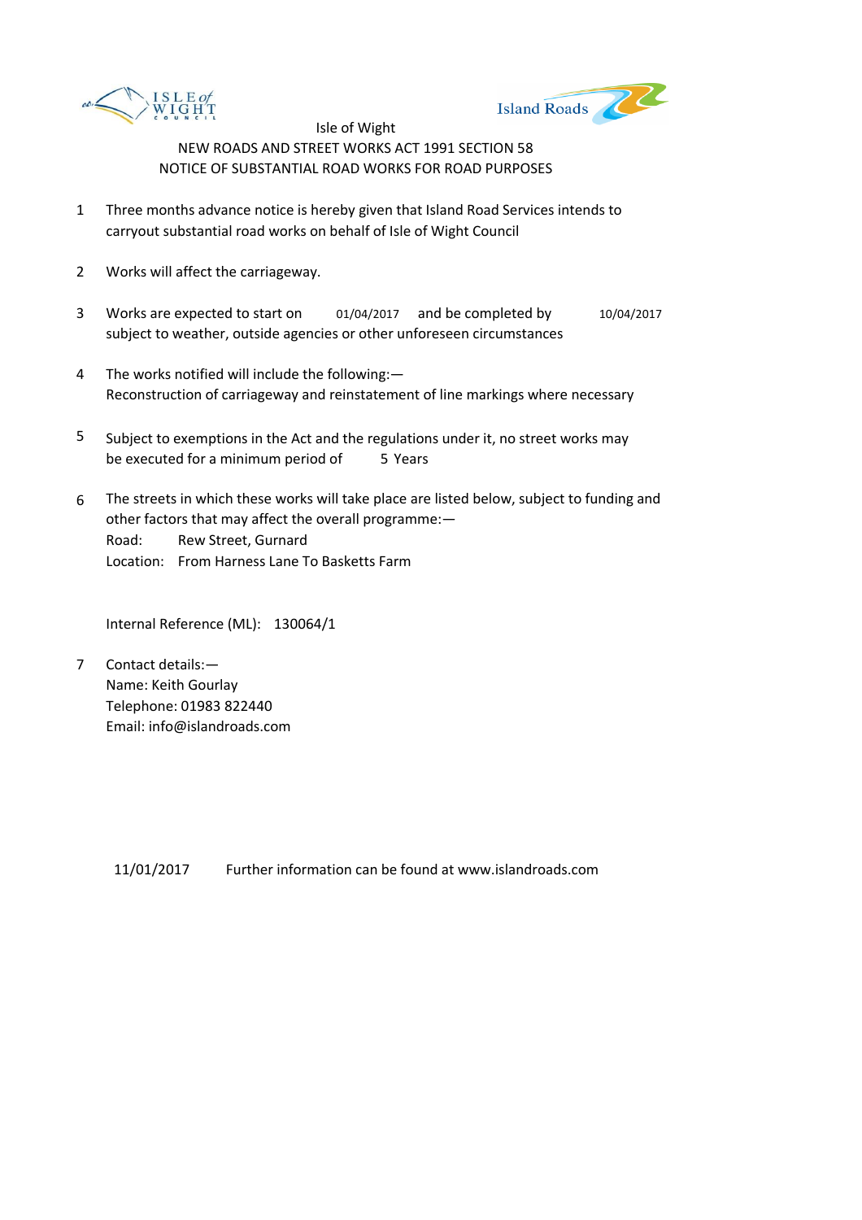Isle of Wight

NEW ROADS AND STREET WORKS ACT 1991 SECTION 58

NOTICE OF SUBSTANTIAL ROAD WORKS FOR ROAD PURPOSES

1. Three months advance notice is hereby given that Island Road Services intends to carryout substantial road works on behalf of Isle of Wight Council

2. Works will affect the carriageway.

3. Works are expected to start on 01/04/2017 and be completed by 10/04/2017 subject to weather, outside agencies or other unforeseen circumstances

4. The works notified will include the following:—
   Reconstruction of carriageway and reinstatement of line markings where necessary

5. Subject to exemptions in the Act and the regulations under it, no street works may be executed for a minimum period of 5 Years

6. The streets in which these works will take place are listed below, subject to funding and other factors that may affect the overall programme:—
   Road: Rew Street, Gurnard
   Location: From Harness Lane To Basketts Farm

   Internal Reference (ML): 130064/1

7. Contact details:—
   Name: Keith Gourlay
   Telephone: 01983 822440
   Email: info@islandroads.com

11/01/2017 Further information can be found at www.islandroads.com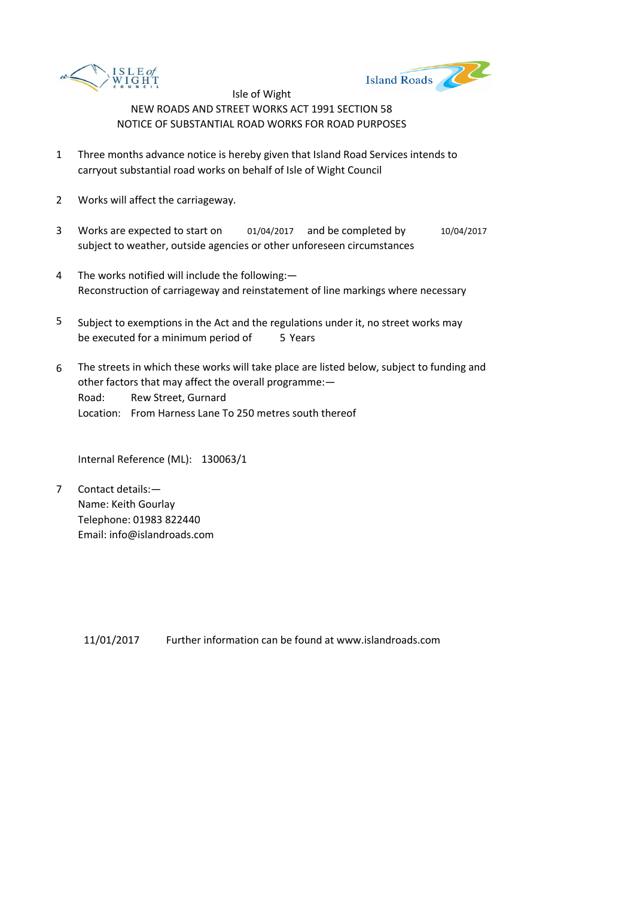Isle of Wight

NEW ROADS AND STREET WORKS ACT 1991 SECTION 58

NOTICE OF SUBSTANTIAL ROAD WORKS FOR ROAD PURPOSES

1. Three months advance notice is hereby given that Island Road Services intends to carryout substantial road works on behalf of Isle of Wight Council

2. Works will affect the carriageway.

3. Works are expected to start on 01/04/2017 and be completed by 10/04/2017 subject to weather, outside agencies or other unforeseen circumstances

4. The works notified will include the following:—
   Reconstruction of carriageway and reinstatement of line markings where necessary

5. Subject to exemptions in the Act and the regulations under it, no street works may be executed for a minimum period of 5 Years

6. The streets in which these works will take place are listed below, subject to funding and other factors that may affect the overall programme:—
   Road: Rew Street, Gurnard
   Location: From Harness Lane To 250 metres south thereof

   Internal Reference (ML): 130063/1

7. Contact details:—
   Name: Keith Gourlay
   Telephone: 01983 822440
   Email: info@islandroads.com

11/01/2017 Further information can be found at www.islandroads.com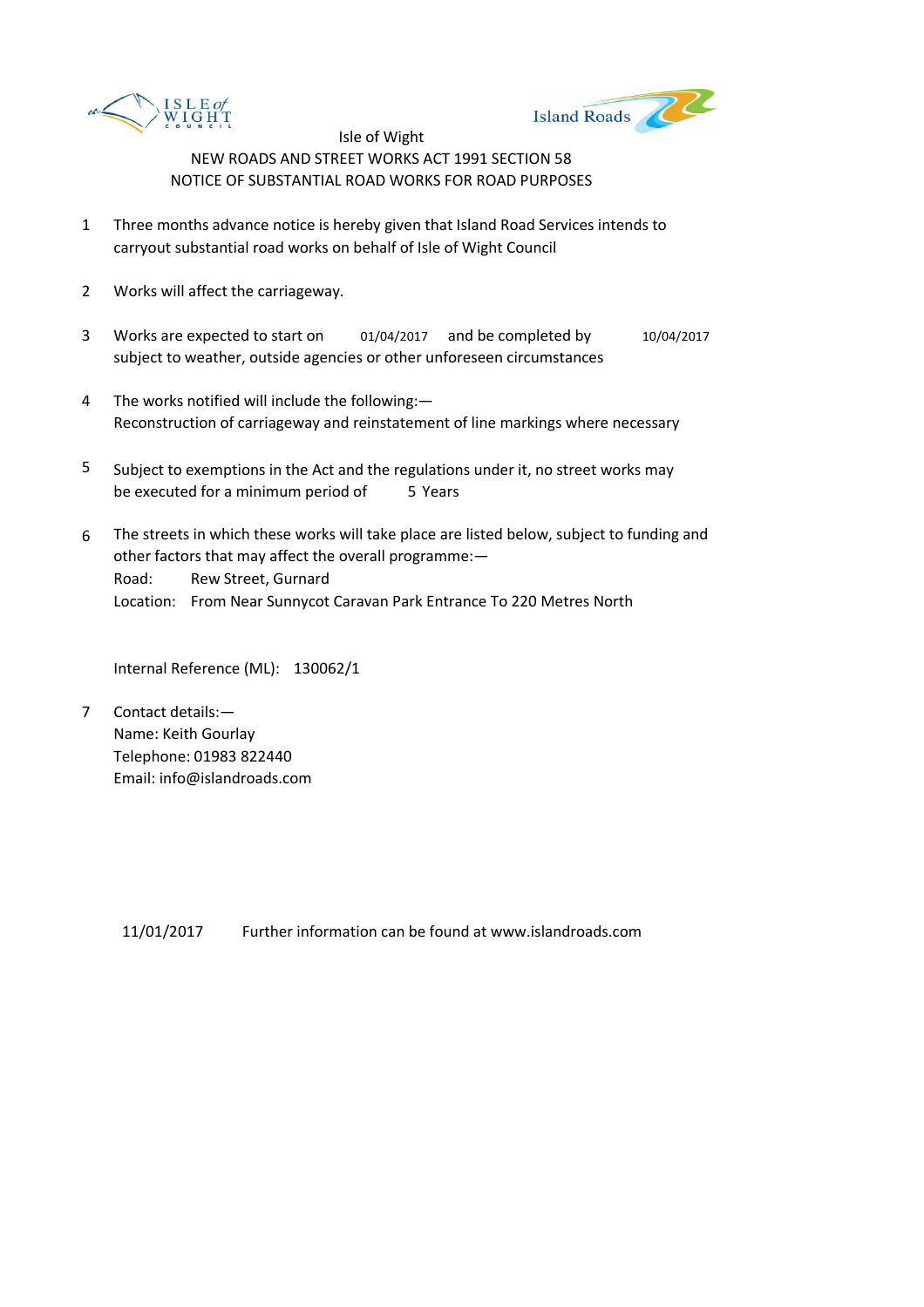Isle of Wight

NEW ROADS AND STREET WORKS ACT 1991 SECTION 58

NOTICE OF SUBSTANTIAL ROAD WORKS FOR ROAD PURPOSES

1. Three months advance notice is hereby given that Island Road Services intends to carryout substantial road works on behalf of Isle of Wight Council

2. Works will affect the carriageway.

3. Works are expected to start on 01/04/2017 and be completed by 10/04/2017 subject to weather, outside agencies or other unforeseen circumstances

4. The works notified will include the following:—
   Reconstruction of carriageway and reinstatement of line markings where necessary

5. Subject to exemptions in the Act and the regulations under it, no street works may be executed for a minimum period of 5 Years

6. The streets in which these works will take place are listed below, subject to funding and other factors that may affect the overall programme:—
   Road: Rew Street, Gurnard
   Location: From Near Sunnycot Caravan Park Entrance To 220 Metres North

   Internal Reference (ML): 130062/1

7. Contact details:—
   Name: Keith Gourlay
   Telephone: 01983 822440
   Email: info@islandroads.com

11/01/2017 Further information can be found at www.islandroads.com